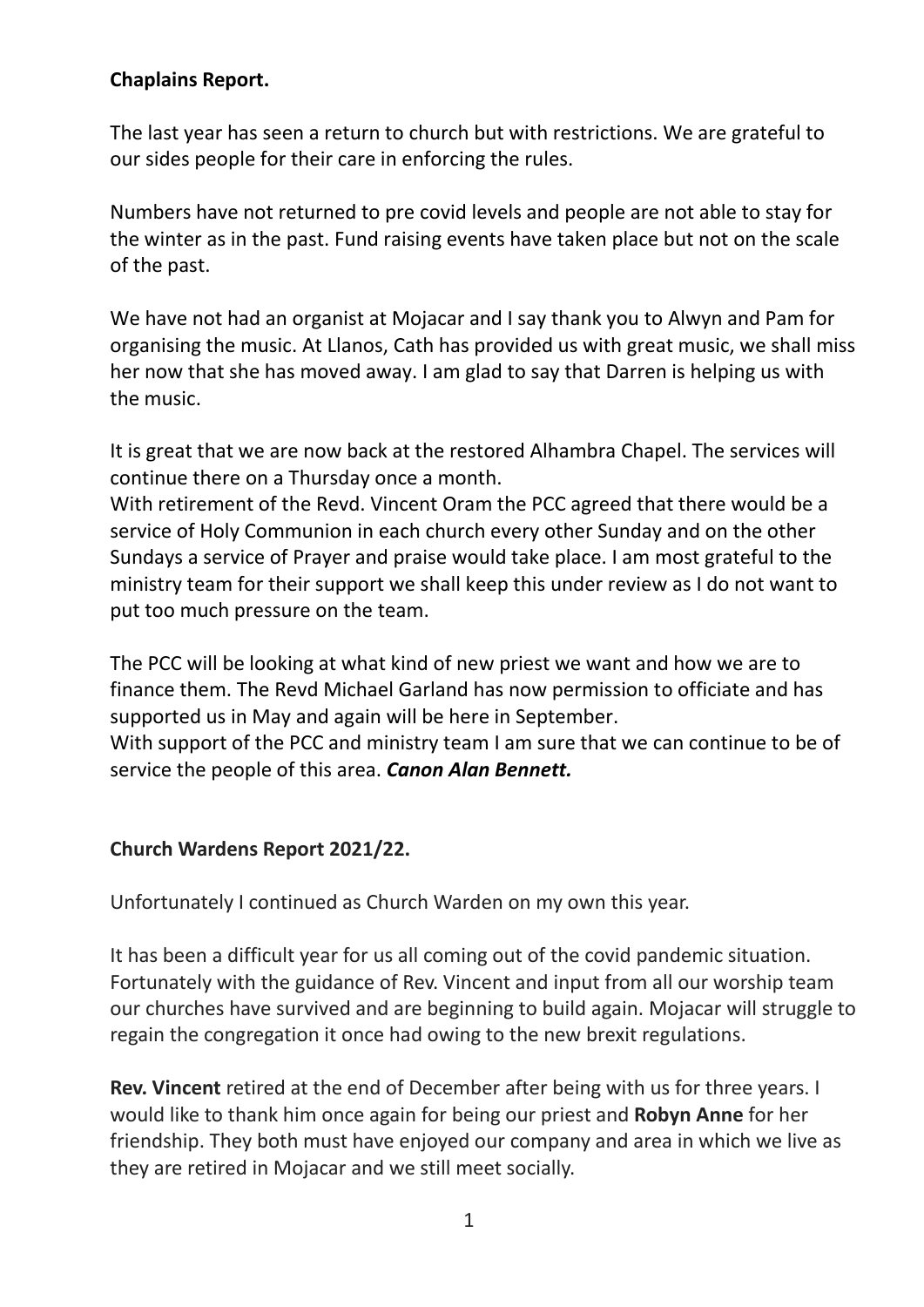**Chaplains Report.**

The last year has seen a return to church but with restrictions. We are grateful to our sides people for their care in enforcing the rules.

Numbers have not returned to pre covid levels and people are not able to stay for the winter as in the past. Fund raising events have taken place but not on the scale of the past.

We have not had an organist at Mojacar and I say thank you to Alwyn and Pam for organising the music. At Llanos, Cath has provided us with great music, we shall miss her now that she has moved away. I am glad to say that Darren is helping us with the music.

It is great that we are now back at the restored Alhambra Chapel. The services will continue there on a Thursday once a month.
With retirement of the Revd. Vincent Oram the PCC agreed that there would be a service of Holy Communion in each church every other Sunday and on the other Sundays a service of Prayer and praise would take place. I am most grateful to the ministry team for their support we shall keep this under review as I do not want to put too much pressure on the team.

The PCC will be looking at what kind of new priest we want and how we are to finance them. The Revd Michael Garland has now permission to officiate and has supported us in May and again will be here in September.
With support of the PCC and ministry team I am sure that we can continue to be of service the people of this area. ***Canon Alan Bennett.***

**Church Wardens Report 2021/22.**

Unfortunately I continued as Church Warden on my own this year.

It has been a difficult year for us all coming out of the covid pandemic situation. Fortunately with the guidance of Rev. Vincent and input from all our worship team our churches have survived and are beginning to build again. Mojacar will struggle to regain the congregation it once had owing to the new brexit regulations.

**Rev. Vincent** retired at the end of December after being with us for three years. I would like to thank him once again for being our priest and **Robyn Anne** for her friendship. They both must have enjoyed our company and area in which we live as they are retired in Mojacar and we still meet socially.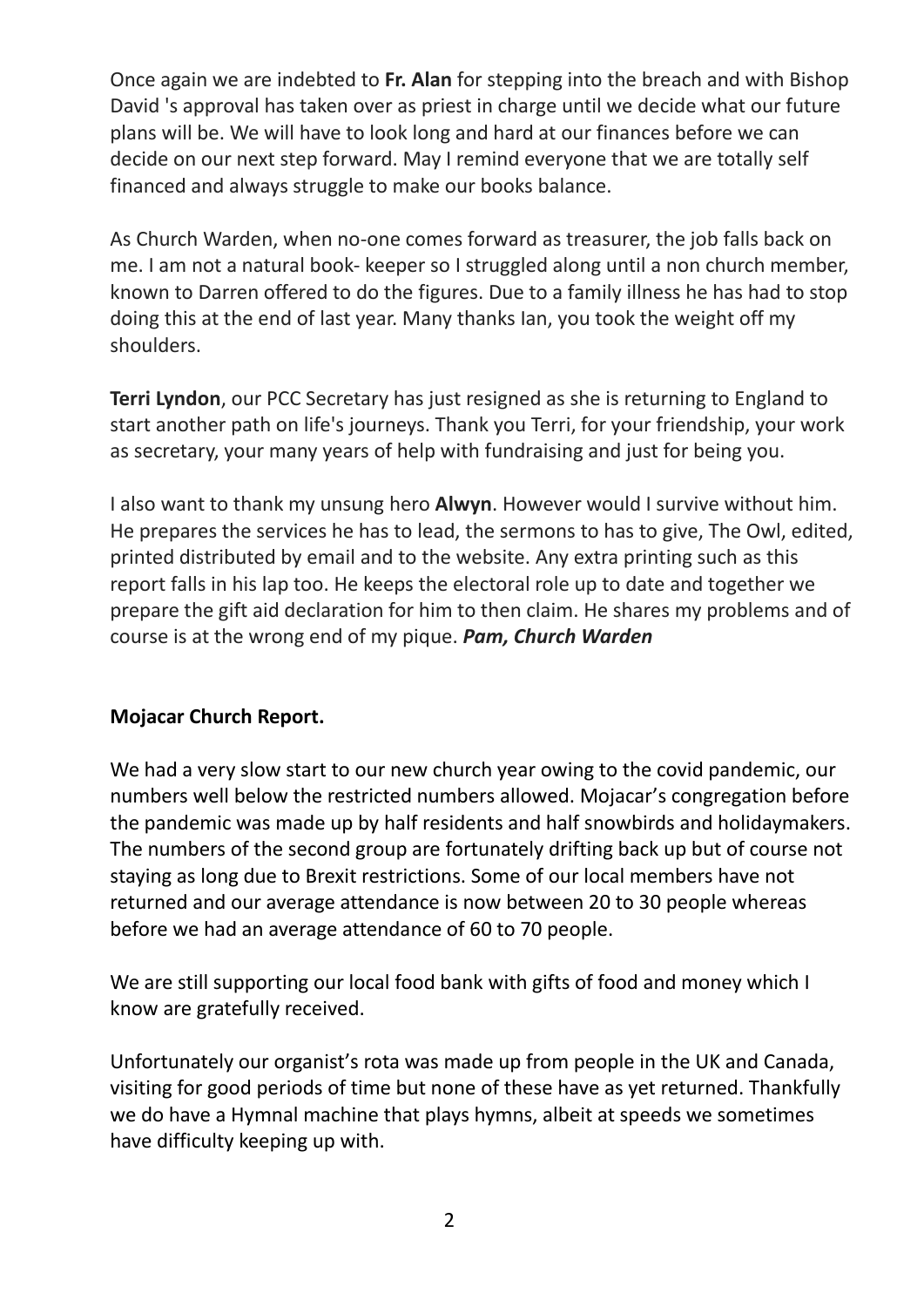Once again we are indebted to **Fr. Alan** for stepping into the breach and with Bishop David 's approval has taken over as priest in charge until we decide what our future plans will be. We will have to look long and hard at our finances before we can decide on our next step forward. May I remind everyone that we are totally self financed and always struggle to make our books balance.

As Church Warden, when no-one comes forward as treasurer, the job falls back on me. I am not a natural book- keeper so I struggled along until a non church member, known to Darren offered to do the figures. Due to a family illness he has had to stop doing this at the end of last year. Many thanks Ian, you took the weight off my shoulders.

**Terri Lyndon**, our PCC Secretary has just resigned as she is returning to England to start another path on life's journeys. Thank you Terri, for your friendship, your work as secretary, your many years of help with fundraising and just for being you.

I also want to thank my unsung hero **Alwyn**. However would I survive without him. He prepares the services he has to lead, the sermons to has to give, The Owl, edited, printed distributed by email and to the website. Any extra printing such as this report falls in his lap too. He keeps the electoral role up to date and together we prepare the gift aid declaration for him to then claim. He shares my problems and of course is at the wrong end of my pique. ***Pam, Church Warden***

**Mojacar Church Report.**

We had a very slow start to our new church year owing to the covid pandemic, our numbers well below the restricted numbers allowed. Mojacar's congregation before the pandemic was made up by half residents and half snowbirds and holidaymakers. The numbers of the second group are fortunately drifting back up but of course not staying as long due to Brexit restrictions. Some of our local members have not returned and our average attendance is now between 20 to 30 people whereas before we had an average attendance of 60 to 70 people.

We are still supporting our local food bank with gifts of food and money which I know are gratefully received.

Unfortunately our organist's rota was made up from people in the UK and Canada, visiting for good periods of time but none of these have as yet returned. Thankfully we do have a Hymnal machine that plays hymns, albeit at speeds we sometimes have difficulty keeping up with.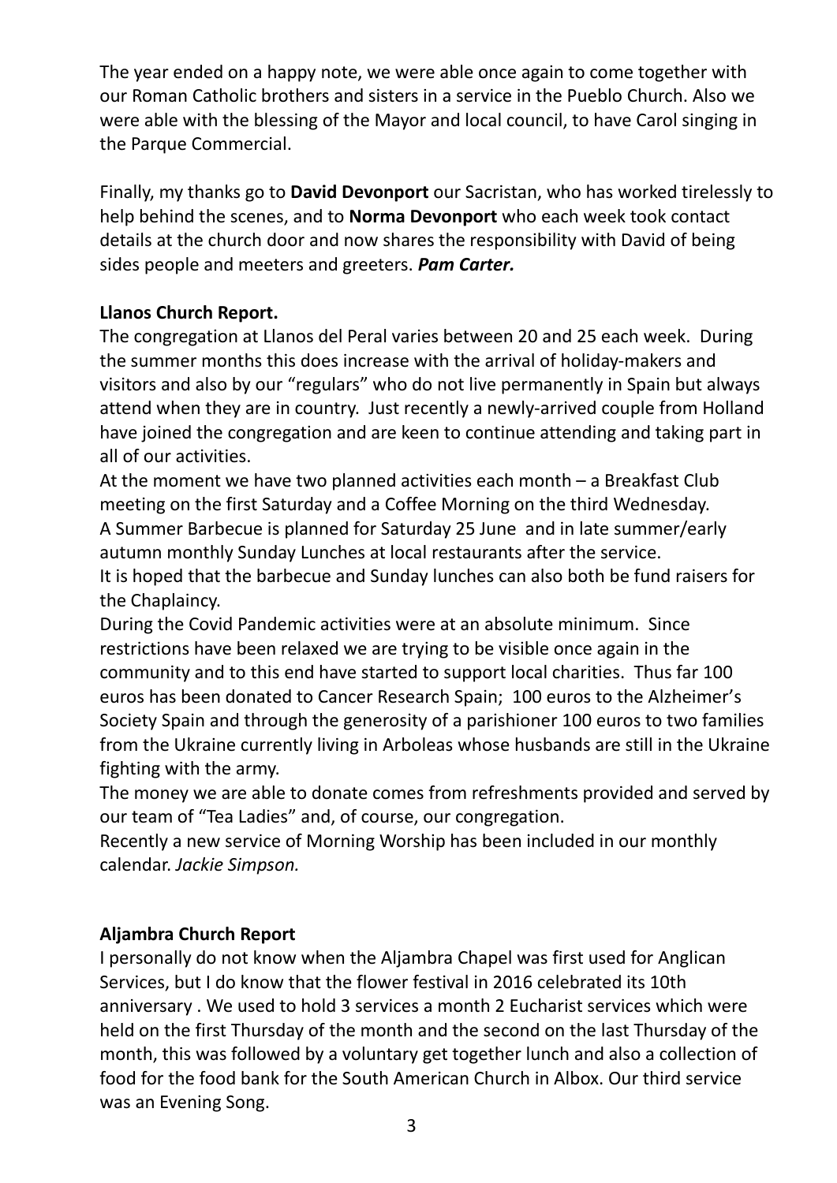The year ended on a happy note, we were able once again to come together with our Roman Catholic brothers and sisters in a service in the Pueblo Church. Also we were able with the blessing of the Mayor and local council, to have Carol singing in the Parque Commercial.

Finally, my thanks go to **David Devonport** our Sacristan, who has worked tirelessly to help behind the scenes, and to **Norma Devonport** who each week took contact details at the church door and now shares the responsibility with David of being sides people and meeters and greeters. ***Pam Carter.***

**Llanos Church Report.**

The congregation at Llanos del Peral varies between 20 and 25 each week. During the summer months this does increase with the arrival of holiday-makers and visitors and also by our "regulars" who do not live permanently in Spain but always attend when they are in country. Just recently a newly-arrived couple from Holland have joined the congregation and are keen to continue attending and taking part in all of our activities.

At the moment we have two planned activities each month – a Breakfast Club meeting on the first Saturday and a Coffee Morning on the third Wednesday.

A Summer Barbecue is planned for Saturday 25 June and in late summer/early autumn monthly Sunday Lunches at local restaurants after the service.

It is hoped that the barbecue and Sunday lunches can also both be fund raisers for the Chaplaincy.

During the Covid Pandemic activities were at an absolute minimum. Since restrictions have been relaxed we are trying to be visible once again in the community and to this end have started to support local charities. Thus far 100 euros has been donated to Cancer Research Spain; 100 euros to the Alzheimer's Society Spain and through the generosity of a parishioner 100 euros to two families from the Ukraine currently living in Arboleas whose husbands are still in the Ukraine fighting with the army.

The money we are able to donate comes from refreshments provided and served by our team of "Tea Ladies" and, of course, our congregation.

Recently a new service of Morning Worship has been included in our monthly calendar. *Jackie Simpson.*

**Aljambra Church Report**

I personally do not know when the Aljambra Chapel was first used for Anglican Services, but I do know that the flower festival in 2016 celebrated its 10th anniversary . We used to hold 3 services a month 2 Eucharist services which were held on the first Thursday of the month and the second on the last Thursday of the month, this was followed by a voluntary get together lunch and also a collection of food for the food bank for the South American Church in Albox. Our third service was an Evening Song.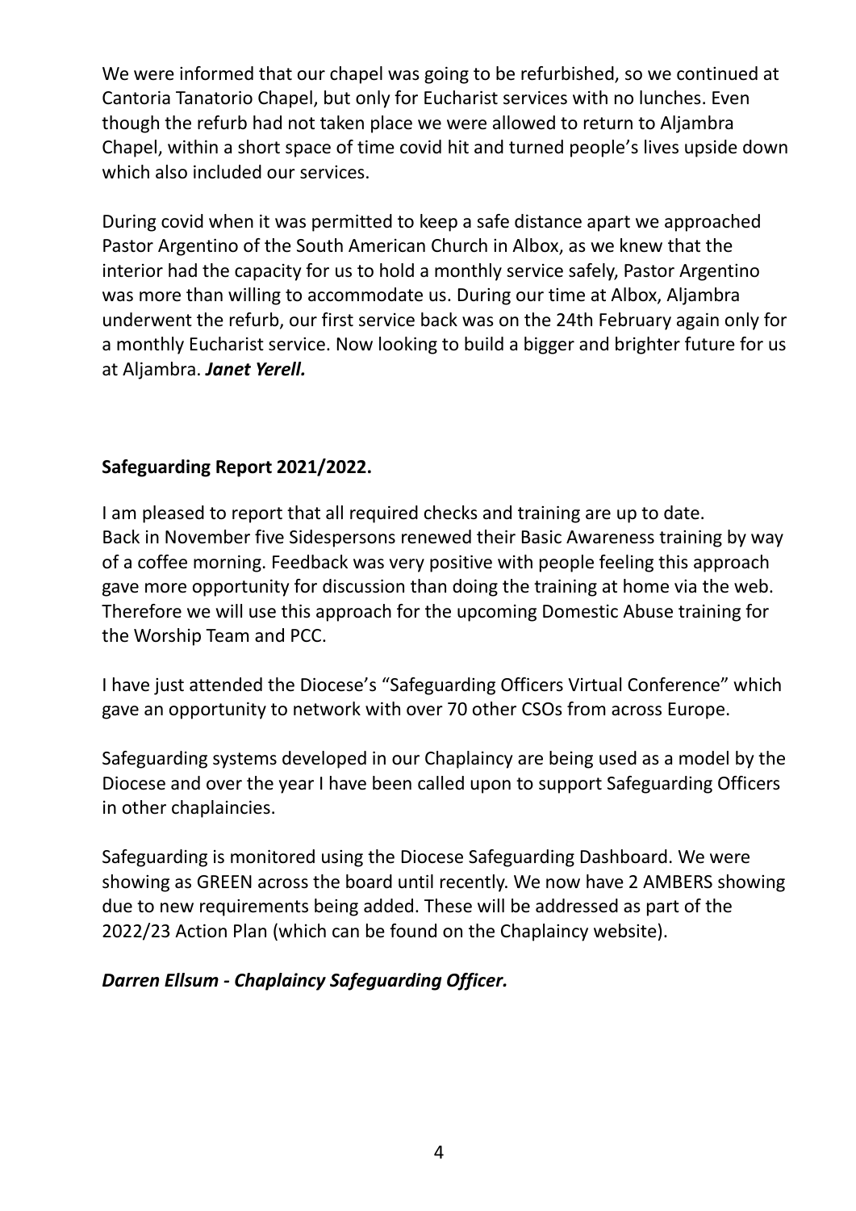We were informed that our chapel was going to be refurbished, so we continued at Cantoria Tanatorio Chapel, but only for Eucharist services with no lunches. Even though the refurb had not taken place we were allowed to return to Aljambra Chapel, within a short space of time covid hit and turned people's lives upside down which also included our services.

During covid when it was permitted to keep a safe distance apart we approached Pastor Argentino of the South American Church in Albox, as we knew that the interior had the capacity for us to hold a monthly service safely, Pastor Argentino was more than willing to accommodate us. During our time at Albox, Aljambra underwent the refurb, our first service back was on the 24th February again only for a monthly Eucharist service. Now looking to build a bigger and brighter future for us at Aljambra. ***Janet Yerell.***

**Safeguarding Report 2021/2022.**

I am pleased to report that all required checks and training are up to date. Back in November five Sidespersons renewed their Basic Awareness training by way of a coffee morning. Feedback was very positive with people feeling this approach gave more opportunity for discussion than doing the training at home via the web. Therefore we will use this approach for the upcoming Domestic Abuse training for the Worship Team and PCC.

I have just attended the Diocese's "Safeguarding Officers Virtual Conference" which gave an opportunity to network with over 70 other CSOs from across Europe.

Safeguarding systems developed in our Chaplaincy are being used as a model by the Diocese and over the year I have been called upon to support Safeguarding Officers in other chaplaincies.

Safeguarding is monitored using the Diocese Safeguarding Dashboard. We were showing as GREEN across the board until recently. We now have 2 AMBERS showing due to new requirements being added. These will be addressed as part of the 2022/23 Action Plan (which can be found on the Chaplaincy website).

***Darren Ellsum - Chaplaincy Safeguarding Officer.***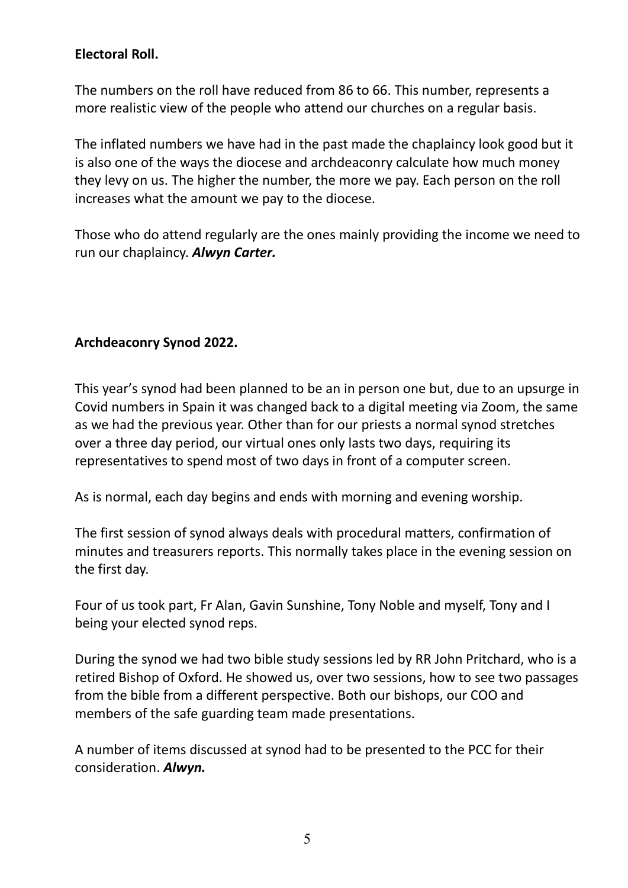**Electoral Roll.**

The numbers on the roll have reduced from 86 to 66. This number, represents a more realistic view of the people who attend our churches on a regular basis.

The inflated numbers we have had in the past made the chaplaincy look good but it is also one of the ways the diocese and archdeaconry calculate how much money they levy on us. The higher the number, the more we pay. Each person on the roll increases what the amount we pay to the diocese.

Those who do attend regularly are the ones mainly providing the income we need to run our chaplaincy. ***Alwyn Carter.***

**Archdeaconry Synod 2022.**

This year's synod had been planned to be an in person one but, due to an upsurge in Covid numbers in Spain it was changed back to a digital meeting via Zoom, the same as we had the previous year. Other than for our priests a normal synod stretches over a three day period, our virtual ones only lasts two days, requiring its representatives to spend most of two days in front of a computer screen.

As is normal, each day begins and ends with morning and evening worship.

The first session of synod always deals with procedural matters, confirmation of minutes and treasurers reports. This normally takes place in the evening session on the first day.

Four of us took part, Fr Alan, Gavin Sunshine, Tony Noble and myself, Tony and I being your elected synod reps.

During the synod we had two bible study sessions led by RR John Pritchard, who is a retired Bishop of Oxford. He showed us, over two sessions, how to see two passages from the bible from a different perspective. Both our bishops, our COO and members of the safe guarding team made presentations.

A number of items discussed at synod had to be presented to the PCC for their consideration. ***Alwyn.***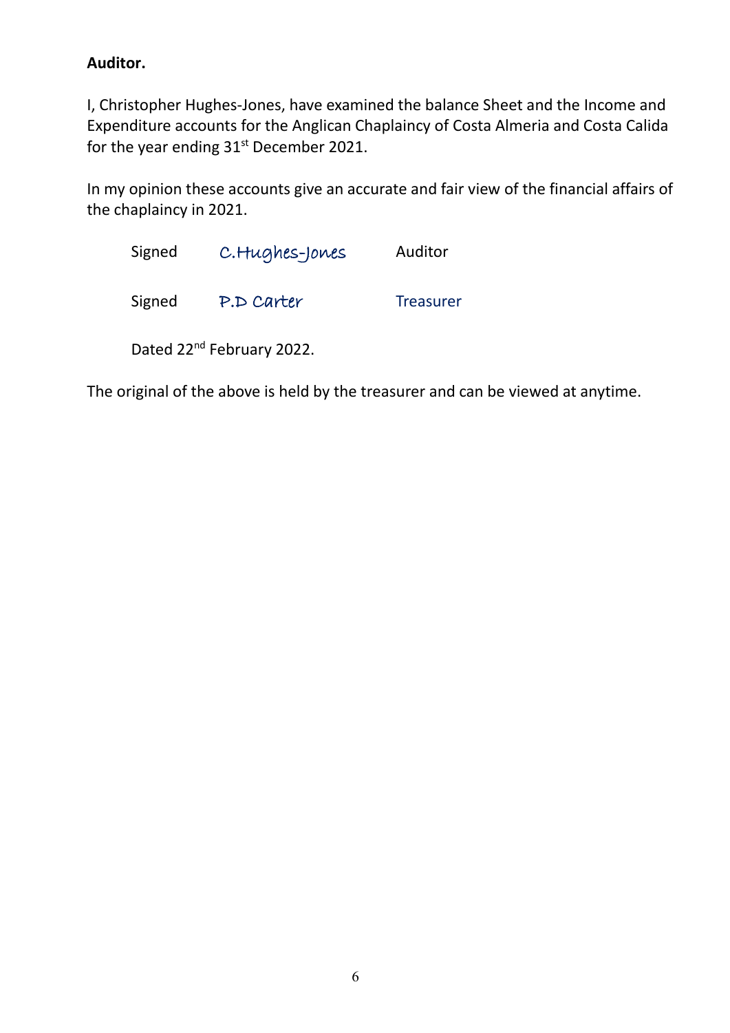**Auditor.**

I, Christopher Hughes-Jones, have examined the balance Sheet and the Income and Expenditure accounts for the Anglican Chaplaincy of Costa Almeria and Costa Calida for the year ending 31st December 2021.

In my opinion these accounts give an accurate and fair view of the financial affairs of the chaplaincy in 2021.

Signed C.Hughes-Jones Auditor

Signed P.D Carter Treasurer

Dated 22nd February 2022.

The original of the above is held by the treasurer and can be viewed at anytime.